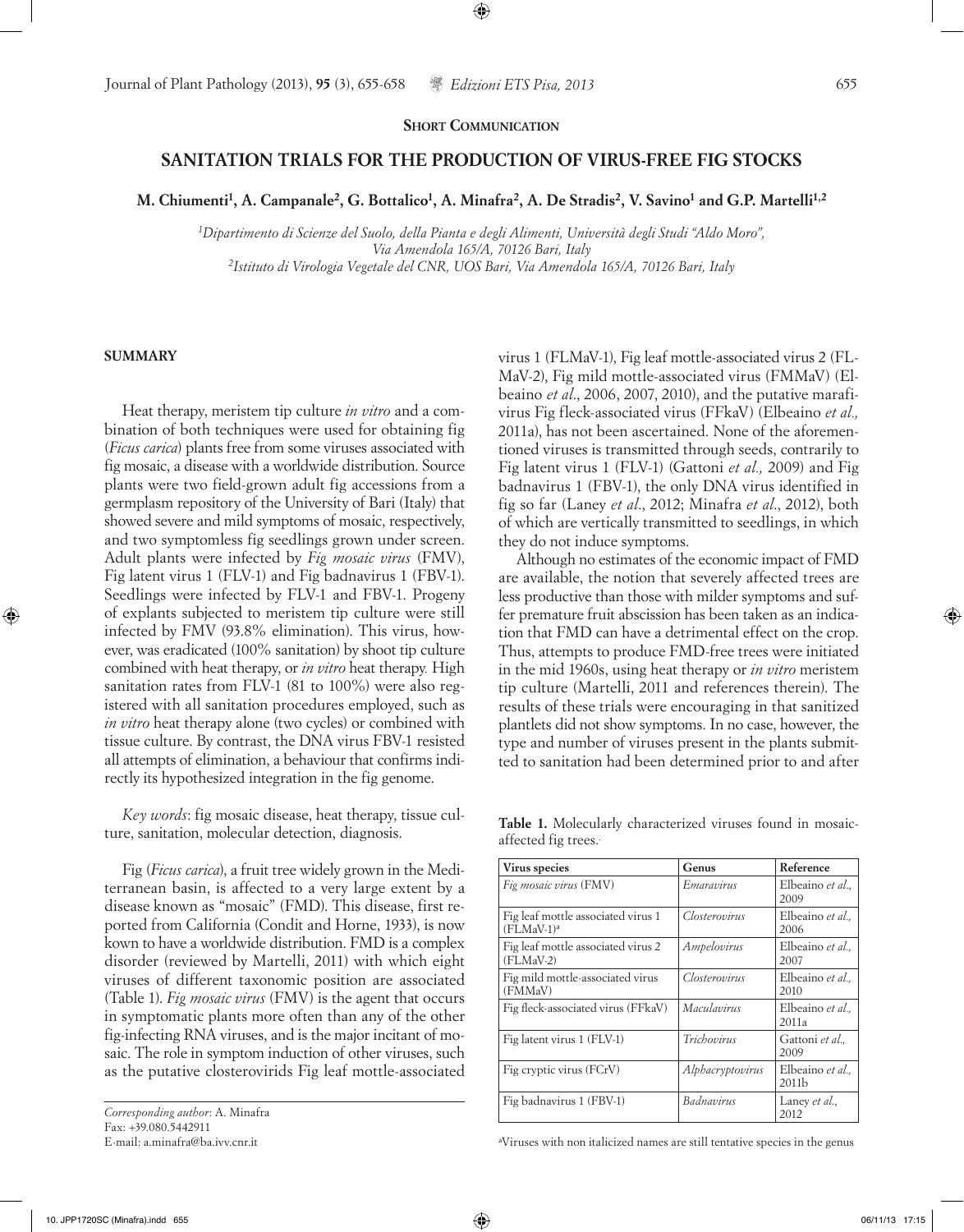**SHORT COMMUNICATION**

# SANITATION TRIALS FOR THE PRODUCTION OF VIRUS-FREE FIG STOCKS

**M. Chiumenti[1], A. Campanale[2], G. Bottalico[1], A. Minafra[2], A. De Stradis[2], V. Savino[1] and G.P. Martelli[1,2]**

*[1]Dipartimento di Scienze del Suolo, della Pianta e degli Alimenti, Università degli Studi "Aldo Moro", Via Amendola 165/A, 70126 Bari, Italy*
*[2]Istituto di Virologia Vegetale del CNR, UOS Bari, Via Amendola 165/A, 70126 Bari, Italy*

## SUMMARY

Heat therapy, meristem tip culture *in vitro* and a combination of both techniques were used for obtaining fig (*Ficus carica*) plants free from some viruses associated with fig mosaic, a disease with a worldwide distribution. Source plants were two field-grown adult fig accessions from a germplasm repository of the University of Bari (Italy) that showed severe and mild symptoms of mosaic, respectively, and two symptomless fig seedlings grown under screen. Adult plants were infected by *Fig mosaic virus* (FMV), Fig latent virus 1 (FLV-1) and Fig badnavirus 1 (FBV-1). Seedlings were infected by FLV-1 and FBV-1. Progeny of explants subjected to meristem tip culture were still infected by FMV (93.8% elimination). This virus, however, was eradicated (100% sanitation) by shoot tip culture combined with heat therapy, or *in vitro* heat therapy. High sanitation rates from FLV-1 (81 to 100%) were also registered with all sanitation procedures employed, such as *in vitro* heat therapy alone (two cycles) or combined with tissue culture. By contrast, the DNA virus FBV-1 resisted all attempts of elimination, a behaviour that confirms indirectly its hypothesized integration in the fig genome.

*Key words*: fig mosaic disease, heat therapy, tissue culture, sanitation, molecular detection, diagnosis.

Fig (*Ficus carica*), a fruit tree widely grown in the Mediterranean basin, is affected to a very large extent by a disease known as "mosaic" (FMD). This disease, first reported from California (Condit and Horne, 1933), is now kown to have a worldwide distribution. FMD is a complex disorder (reviewed by Martelli, 2011) with which eight viruses of different taxonomic position are associated (Table 1). *Fig mosaic virus* (FMV) is the agent that occurs in symptomatic plants more often than any of the other fig-infecting RNA viruses, and is the major incitant of mosaic. The role in symptom induction of other viruses, such as the putative closterovirids Fig leaf mottle-associated virus 1 (FLMaV-1), Fig leaf mottle-associated virus 2 (FLMaV-2), Fig mild mottle-associated virus (FMMaV) (Elbeaino *et al*., 2006, 2007, 2010), and the putative marafivirus Fig fleck-associated virus (FFkaV) (Elbeaino *et al.,* 2011a), has not been ascertained. None of the aforementioned viruses is transmitted through seeds, contrarily to Fig latent virus 1 (FLV-1) (Gattoni *et al.,* 2009) and Fig badnavirus 1 (FBV-1), the only DNA virus identified in fig so far (Laney *et al*., 2012; Minafra *et al*., 2012), both of which are vertically transmitted to seedlings, in which they do not induce symptoms.

Although no estimates of the economic impact of FMD are available, the notion that severely affected trees are less productive than those with milder symptoms and suffer premature fruit abscission has been taken as an indication that FMD can have a detrimental effect on the crop. Thus, attempts to produce FMD-free trees were initiated in the mid 1960s, using heat therapy or *in vitro* meristem tip culture (Martelli, 2011 and references therein). The results of these trials were encouraging in that sanitized plantlets did not show symptoms. In no case, however, the type and number of viruses present in the plants submitted to sanitation had been determined prior to and after

**Table 1.** Molecularly characterized viruses found in mosaic-affected fig trees.

| Virus species | Genus | Reference |
|---|---|---|
| *Fig mosaic virus* (FMV) | *Emaravirus* | Elbeaino *et al.*, 2009 |
| Fig leaf mottle associated virus 1 (FLMaV-1)[a] | *Closterovirus* | Elbeaino *et al.,* 2006 |
| Fig leaf mottle associated virus 2 (FLMaV-2) | *Ampelovirus* | Elbeaino *et al.,* 2007 |
| Fig mild mottle-associated virus (FMMaV) | *Closterovirus* | Elbeaino *et al.,* 2010 |
| Fig fleck-associated virus (FFkaV) | *Maculavirus* | Elbeaino *et al.,* 2011a |
| Fig latent virus 1 (FLV-1) | *Trichovirus* | Gattoni *et al.,* 2009 |
| Fig cryptic virus (FCrV) | *Alphacryptovirus* | Elbeaino *et al.,* 2011b |
| Fig badnavirus 1 (FBV-1) | *Badnavirus* | Laney *et al*., 2012 |

[a]Viruses with non italicized names are still tentative species in the genus

*Corresponding author*: A. Minafra
Fax: +39.080.5442911
E-mail: a.minafra@ba.ivv.cnr.it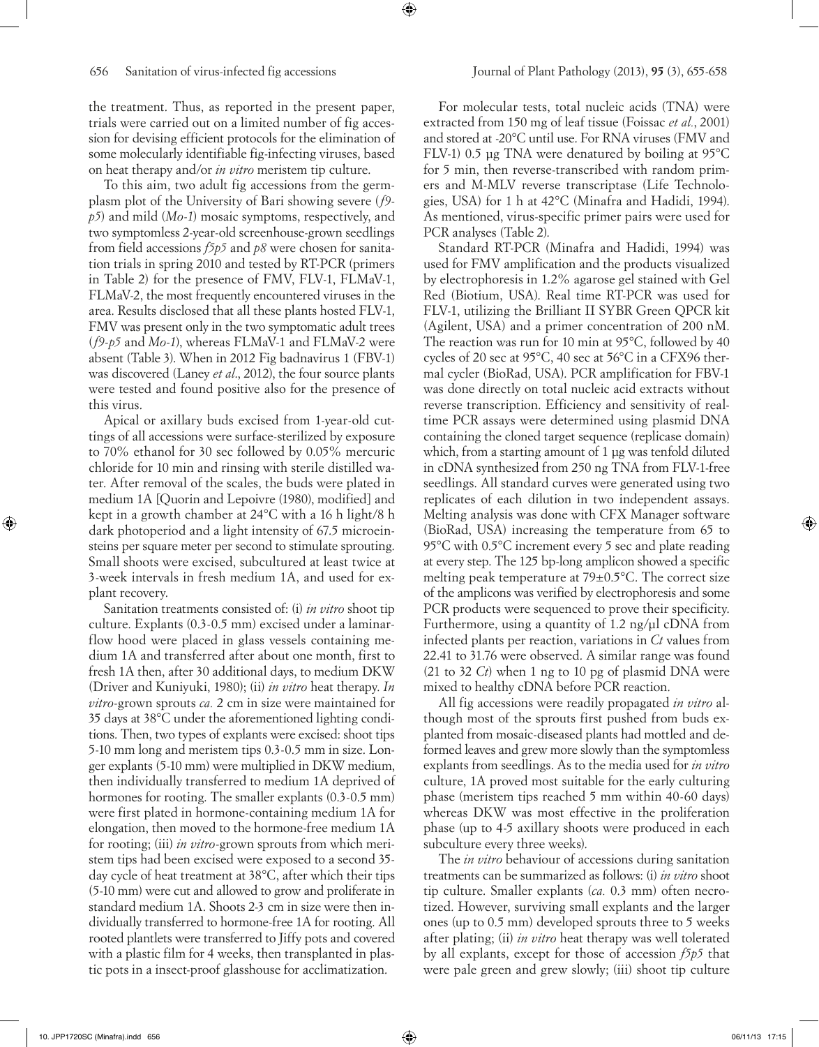the treatment. Thus, as reported in the present paper, trials were carried out on a limited number of fig accession for devising efficient protocols for the elimination of some molecularly identifiable fig-infecting viruses, based on heat therapy and/or *in vitro* meristem tip culture.

To this aim, two adult fig accessions from the germplasm plot of the University of Bari showing severe (*f9-p5*) and mild (*Mo-1*) mosaic symptoms, respectively, and two symptomless 2-year-old screenhouse-grown seedlings from field accessions *f5p5* and *p8* were chosen for sanitation trials in spring 2010 and tested by RT-PCR (primers in Table 2) for the presence of FMV, FLV-1, FLMaV-1, FLMaV-2, the most frequently encountered viruses in the area. Results disclosed that all these plants hosted FLV-1, FMV was present only in the two symptomatic adult trees (*f9-p5* and *Mo-1*), whereas FLMaV-1 and FLMaV-2 were absent (Table 3). When in 2012 Fig badnavirus 1 (FBV-1) was discovered (Laney *et al*., 2012), the four source plants were tested and found positive also for the presence of this virus.

Apical or axillary buds excised from 1-year-old cuttings of all accessions were surface-sterilized by exposure to 70% ethanol for 30 sec followed by 0.05% mercuric chloride for 10 min and rinsing with sterile distilled water. After removal of the scales, the buds were plated in medium 1A [Quorin and Lepoivre (1980), modified] and kept in a growth chamber at 24°C with a 16 h light/8 h dark photoperiod and a light intensity of 67.5 microeinsteins per square meter per second to stimulate sprouting. Small shoots were excised, subcultured at least twice at 3-week intervals in fresh medium 1A, and used for explant recovery.

Sanitation treatments consisted of: (i) *in vitro* shoot tip culture. Explants (0.3-0.5 mm) excised under a laminar-flow hood were placed in glass vessels containing medium 1A and transferred after about one month, first to fresh 1A then, after 30 additional days, to medium DKW (Driver and Kuniyuki, 1980); (ii) *in vitro* heat therapy. *In vitro*-grown sprouts *ca.* 2 cm in size were maintained for 35 days at 38°C under the aforementioned lighting conditions. Then, two types of explants were excised: shoot tips 5-10 mm long and meristem tips 0.3-0.5 mm in size. Longer explants (5-10 mm) were multiplied in DKW medium, then individually transferred to medium 1A deprived of hormones for rooting. The smaller explants (0.3-0.5 mm) were first plated in hormone-containing medium 1A for elongation, then moved to the hormone-free medium 1A for rooting; (iii) *in vitro*-grown sprouts from which meristem tips had been excised were exposed to a second 35-day cycle of heat treatment at 38°C, after which their tips (5-10 mm) were cut and allowed to grow and proliferate in standard medium 1A. Shoots 2-3 cm in size were then individually transferred to hormone-free 1A for rooting. All rooted plantlets were transferred to Jiffy pots and covered with a plastic film for 4 weeks, then transplanted in plastic pots in a insect-proof glasshouse for acclimatization.

For molecular tests, total nucleic acids (TNA) were extracted from 150 mg of leaf tissue (Foissac *et al.*, 2001) and stored at -20°C until use. For RNA viruses (FMV and FLV-1) 0.5 µg TNA were denatured by boiling at 95°C for 5 min, then reverse-transcribed with random primers and M-MLV reverse transcriptase (Life Technologies, USA) for 1 h at 42°C (Minafra and Hadidi, 1994). As mentioned, virus-specific primer pairs were used for PCR analyses (Table 2).

Standard RT-PCR (Minafra and Hadidi, 1994) was used for FMV amplification and the products visualized by electrophoresis in 1.2% agarose gel stained with Gel Red (Biotium, USA). Real time RT-PCR was used for FLV-1, utilizing the Brilliant II SYBR Green QPCR kit (Agilent, USA) and a primer concentration of 200 nM. The reaction was run for 10 min at 95°C, followed by 40 cycles of 20 sec at 95°C, 40 sec at 56°C in a CFX96 thermal cycler (BioRad, USA). PCR amplification for FBV-1 was done directly on total nucleic acid extracts without reverse transcription. Efficiency and sensitivity of real-time PCR assays were determined using plasmid DNA containing the cloned target sequence (replicase domain) which, from a starting amount of 1 µg was tenfold diluted in cDNA synthesized from 250 ng TNA from FLV-1-free seedlings. All standard curves were generated using two replicates of each dilution in two independent assays. Melting analysis was done with CFX Manager software (BioRad, USA) increasing the temperature from 65 to 95°C with 0.5°C increment every 5 sec and plate reading at every step. The 125 bp-long amplicon showed a specific melting peak temperature at 79±0.5°C. The correct size of the amplicons was verified by electrophoresis and some PCR products were sequenced to prove their specificity. Furthermore, using a quantity of 1.2 ng/µl cDNA from infected plants per reaction, variations in *Ct* values from 22.41 to 31.76 were observed. A similar range was found (21 to 32 *Ct*) when 1 ng to 10 pg of plasmid DNA were mixed to healthy cDNA before PCR reaction.

All fig accessions were readily propagated *in vitro* although most of the sprouts first pushed from buds explanted from mosaic-diseased plants had mottled and deformed leaves and grew more slowly than the symptomless explants from seedlings. As to the media used for *in vitro* culture, 1A proved most suitable for the early culturing phase (meristem tips reached 5 mm within 40-60 days) whereas DKW was most effective in the proliferation phase (up to 4-5 axillary shoots were produced in each subculture every three weeks).

The *in vitro* behaviour of accessions during sanitation treatments can be summarized as follows: (i) *in vitro* shoot tip culture. Smaller explants (*ca.* 0.3 mm) often necrotized. However, surviving small explants and the larger ones (up to 0.5 mm) developed sprouts three to 5 weeks after plating; (ii) *in vitro* heat therapy was well tolerated by all explants, except for those of accession *f5p5* that were pale green and grew slowly; (iii) shoot tip culture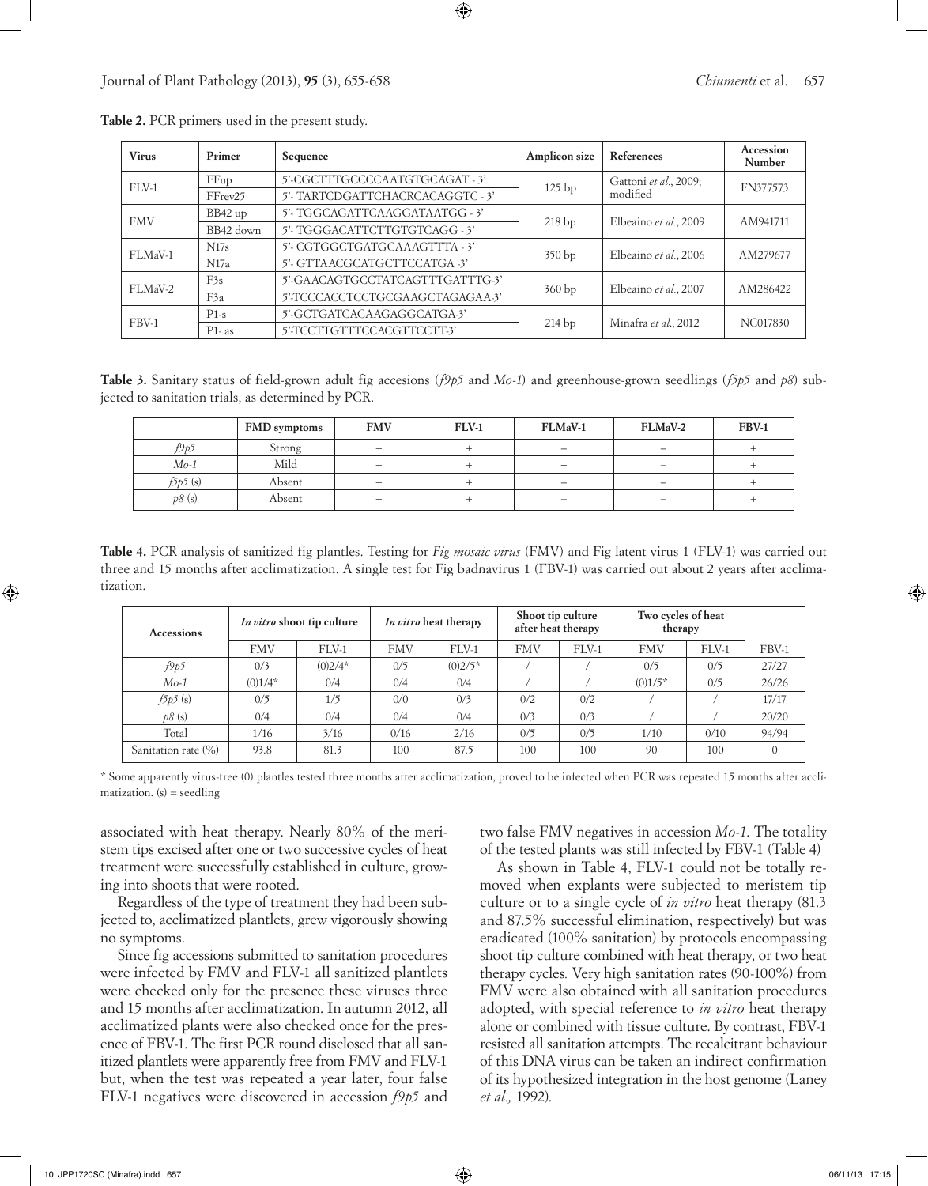**Table 2.** PCR primers used in the present study.

| Virus | Primer | Sequence | Amplicon size | References | Accession Number |
|---|---|---|---|---|---|
| FLV-1 | FFup | 5'-CGCTTTGCCCCAATGTGCAGAT - 3' | 125 bp | Gattoni *et al.*, 2009; modified | FN377573 |
| | FFrev25 | 5'- TARTCDGATTCHACRCACAGGTC - 3' | | | |
| FMV | BB42 up | 5'- TGGCAGATTCAAGGATAATGG - 3' | 218 bp | Elbeaino *et al.*, 2009 | AM941711 |
| | BB42 down | 5'- TGGGACATTCTTGTGTCAGG - 3' | | | |
| FLMaV-1 | N17s | 5'- CGTGGCTGATGCAAAGTTTA - 3' | 350 bp | Elbeaino *et al.*, 2006 | AM279677 |
| | N17a | 5'- GTTAACGCATGCTTCCATGA -3' | | | |
| FLMaV-2 | F3s | 5'-GAACAGTGCCTATCAGTTTGATTTG-3' | 360 bp | Elbeaino *et al.*, 2007 | AM286422 |
| | F3a | 5'-TCCCACCTCCTGCGAAGCTAGAGAA-3' | | | |
| FBV-1 | P1-s | 5'-GCTGATCACAAGAGGCATGA-3' | 214 bp | Minafra *et al.*, 2012 | NC017830 |
| | P1- as | 5'-TCCTTGTTTCCACGTTCCTT-3' | | | |

**Table 3.** Sanitary status of field-grown adult fig accesions (*f9p5* and *Mo-1*) and greenhouse-grown seedlings (*f5p5* and *p8*) subjected to sanitation trials, as determined by PCR.

| | FMD symptoms | FMV | FLV-1 | FLMaV-1 | FLMaV-2 | FBV-1 |
|---|---|---|---|---|---|---|
| *f9p5* | Strong | + | + | – | – | + |
| *Mo-1* | Mild | + | + | – | – | + |
| *f5p5* (s) | Absent | – | + | – | – | + |
| *p8* (s) | Absent | – | + | – | – | + |

**Table 4.** PCR analysis of sanitized fig plantles. Testing for *Fig mosaic virus* (FMV) and Fig latent virus 1 (FLV-1) was carried out three and 15 months after acclimatization. A single test for Fig badnavirus 1 (FBV-1) was carried out about 2 years after acclimatization.

| Accessions | *In vitro* shoot tip culture | | *In vitro* heat therapy | | Shoot tip culture after heat therapy | | Two cycles of heat therapy | | |
|---|---|---|---|---|---|---|---|---|---|
| | FMV | FLV-1 | FMV | FLV-1 | FMV | FLV-1 | FMV | FLV-1 | FBV-1 |
| *f9p5* | 0/3 | (0)2/4* | 0/5 | (0)2/5* | / | / | 0/5 | 0/5 | 27/27 |
| *Mo-1* | (0)1/4* | 0/4 | 0/4 | 0/4 | / | / | (0)1/5* | 0/5 | 26/26 |
| *f5p5* (s) | 0/5 | 1/5 | 0/0 | 0/3 | 0/2 | 0/2 | / | / | 17/17 |
| *p8* (s) | 0/4 | 0/4 | 0/4 | 0/4 | 0/3 | 0/3 | / | / | 20/20 |
| Total | 1/16 | 3/16 | 0/16 | 2/16 | 0/5 | 0/5 | 1/10 | 0/10 | 94/94 |
| Sanitation rate (%) | 93.8 | 81.3 | 100 | 87.5 | 100 | 100 | 90 | 100 | 0 |

\* Some apparently virus-free (0) plantles tested three months after acclimatization, proved to be infected when PCR was repeated 15 months after acclimatization. (s) = seedling

associated with heat therapy. Nearly 80% of the meristem tips excised after one or two successive cycles of heat treatment were successfully established in culture, growing into shoots that were rooted.

Regardless of the type of treatment they had been subjected to, acclimatized plantlets, grew vigorously showing no symptoms.

Since fig accessions submitted to sanitation procedures were infected by FMV and FLV-1 all sanitized plantlets were checked only for the presence these viruses three and 15 months after acclimatization. In autumn 2012, all acclimatized plants were also checked once for the presence of FBV-1. The first PCR round disclosed that all sanitized plantlets were apparently free from FMV and FLV-1 but, when the test was repeated a year later, four false FLV-1 negatives were discovered in accession *f9p5* and two false FMV negatives in accession *Mo-1*. The totality of the tested plants was still infected by FBV-1 (Table 4)

As shown in Table 4, FLV-1 could not be totally removed when explants were subjected to meristem tip culture or to a single cycle of *in vitro* heat therapy (81.3 and 87.5% successful elimination, respectively) but was eradicated (100% sanitation) by protocols encompassing shoot tip culture combined with heat therapy, or two heat therapy cycles. Very high sanitation rates (90-100%) from FMV were also obtained with all sanitation procedures adopted, with special reference to *in vitro* heat therapy alone or combined with tissue culture. By contrast, FBV-1 resisted all sanitation attempts. The recalcitrant behaviour of this DNA virus can be taken an indirect confirmation of its hypothesized integration in the host genome (Laney *et al.,* 1992).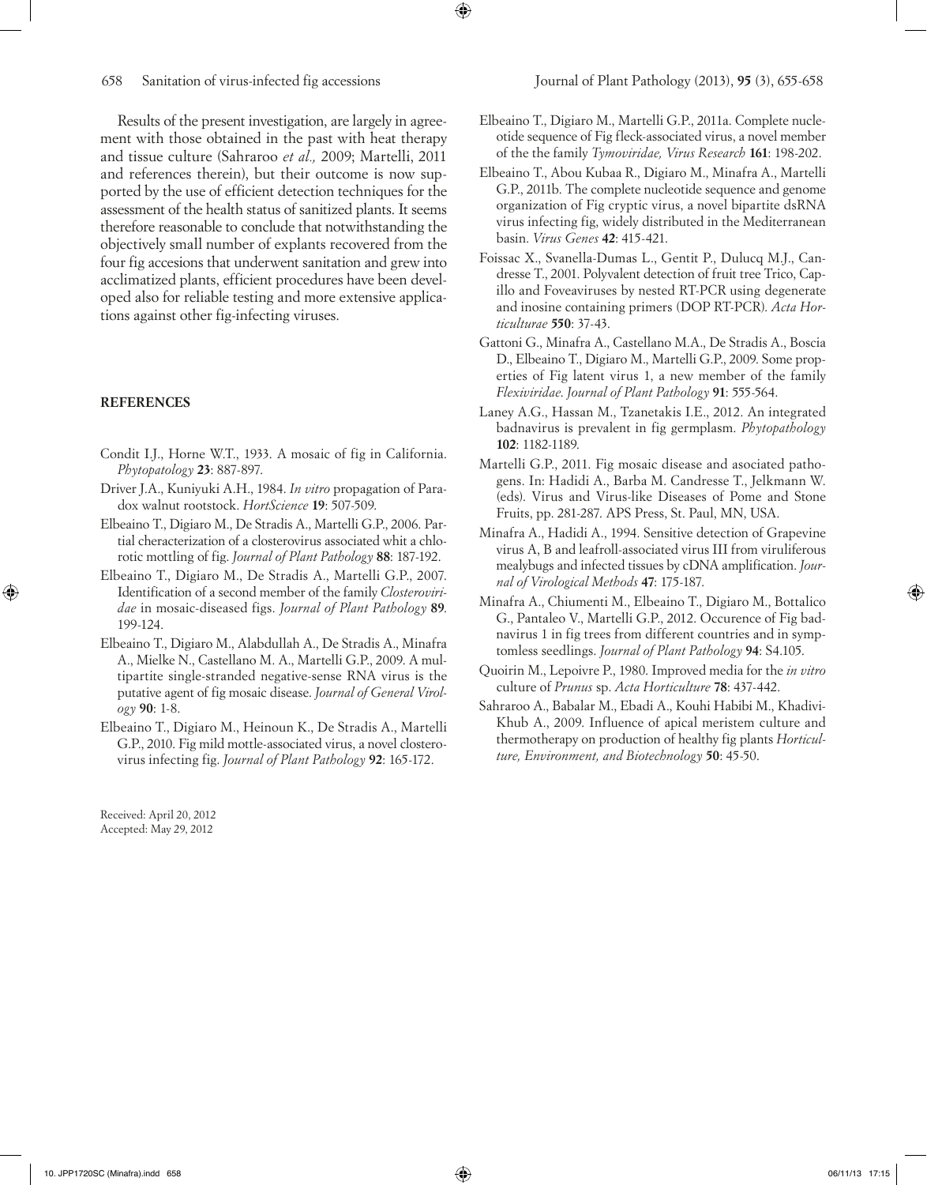Results of the present investigation, are largely in agreement with those obtained in the past with heat therapy and tissue culture (Sahraroo *et al.,* 2009; Martelli, 2011 and references therein), but their outcome is now supported by the use of efficient detection techniques for the assessment of the health status of sanitized plants. It seems therefore reasonable to conclude that notwithstanding the objectively small number of explants recovered from the four fig accesions that underwent sanitation and grew into acclimatized plants, efficient procedures have been developed also for reliable testing and more extensive applications against other fig-infecting viruses.

## REFERENCES

Condit I.J., Horne W.T., 1933. A mosaic of fig in California. *Phytopatology* **23**: 887-897.

Driver J.A., Kuniyuki A.H., 1984. *In vitro* propagation of Paradox walnut rootstock. *HortScience* **19**: 507-509.

Elbeaino T., Digiaro M., De Stradis A., Martelli G.P., 2006. Partial cheracterization of a closterovirus associated whit a chlorotic mottling of fig. *Journal of Plant Pathology* **88**: 187-192.

Elbeaino T., Digiaro M., De Stradis A., Martelli G.P., 2007. Identification of a second member of the family *Closteroviridae* in mosaic-diseased figs. *Journal of Plant Pathology* **89**. 199-124.

Elbeaino T., Digiaro M., Alabdullah A., De Stradis A., Minafra A., Mielke N., Castellano M. A., Martelli G.P., 2009. A multipartite single-stranded negative-sense RNA virus is the putative agent of fig mosaic disease. *Journal of General Virology* **90**: 1-8.

Elbeaino T., Digiaro M., Heinoun K., De Stradis A., Martelli G.P., 2010. Fig mild mottle-associated virus, a novel closterovirus infecting fig. *Journal of Plant Pathology* **92**: 165-172.

Elbeaino T., Digiaro M., Martelli G.P., 2011a. Complete nucleotide sequence of Fig fleck-associated virus, a novel member of the the family *Tymoviridae, Virus Research* **161**: 198-202.

Elbeaino T., Abou Kubaa R., Digiaro M., Minafra A., Martelli G.P., 2011b. The complete nucleotide sequence and genome organization of Fig cryptic virus, a novel bipartite dsRNA virus infecting fig, widely distributed in the Mediterranean basin. *Virus Genes* **42**: 415-421.

Foissac X., Svanella-Dumas L., Gentit P., Dulucq M.J., Candresse T., 2001. Polyvalent detection of fruit tree Trico, Capillo and Foveaviruses by nested RT-PCR using degenerate and inosine containing primers (DOP RT-PCR). *Acta Horticulturae* **550**: 37-43.

Gattoni G., Minafra A., Castellano M.A., De Stradis A., Boscia D., Elbeaino T., Digiaro M., Martelli G.P., 2009. Some properties of Fig latent virus 1, a new member of the family *Flexiviridae*. *Journal of Plant Pathology* **91**: 555-564.

Laney A.G., Hassan M., Tzanetakis I.E., 2012. An integrated badnavirus is prevalent in fig germplasm. *Phytopathology* **102**: 1182-1189.

Martelli G.P., 2011. Fig mosaic disease and asociated pathogens. In: Hadidi A., Barba M. Candresse T., Jelkmann W. (eds). Virus and Virus-like Diseases of Pome and Stone Fruits, pp. 281-287. APS Press, St. Paul, MN, USA.

Minafra A., Hadidi A., 1994. Sensitive detection of Grapevine virus A, B and leafroll-associated virus III from viruliferous mealybugs and infected tissues by cDNA amplification. *Journal of Virological Methods* **47**: 175-187.

Minafra A., Chiumenti M., Elbeaino T., Digiaro M., Bottalico G., Pantaleo V., Martelli G.P., 2012. Occurence of Fig badnavirus 1 in fig trees from different countries and in symptomless seedlings. *Journal of Plant Pathology* **94**: S4.105.

Quoirin M., Lepoivre P., 1980. Improved media for the *in vitro* culture of *Prunus* sp. *Acta Horticulture* **78**: 437-442.

Sahraroo A., Babalar M., Ebadi A., Kouhi Habibi M., Khadivi-Khub A., 2009. Influence of apical meristem culture and thermotherapy on production of healthy fig plants *Horticulture, Environment, and Biotechnology* **50**: 45-50.

Received: April 20, 2012
Accepted: May 29, 2012